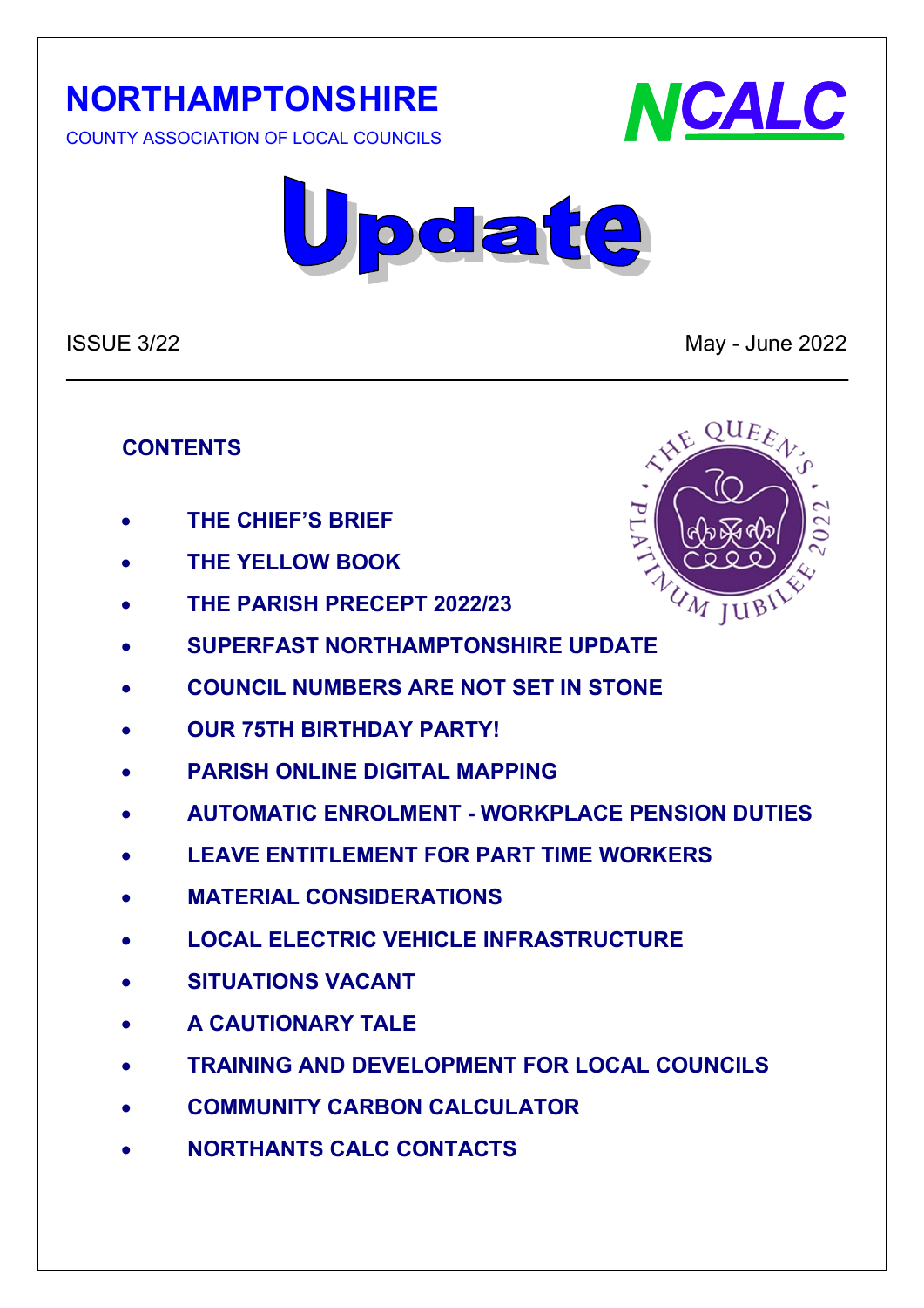# NORTHAMPTONSHIRE

COUNTY ASSOCIATION OF LOCAL COUNCILS

NCALC

# Update

ISSUE 3/22 May - June 2022

## CONTENTS

- **THE CHIEF'S BRIEF**
- **THE YELLOW BOOK**
- **THE PARISH PRECEPT 2022/23**
- **SUPERFAST NORTHAMPTONSHIRE UPDATE**
- **COUNCIL NUMBERS ARE NOT SET IN STONE**
- **OUR 75TH BIRTHDAY PARTY!**
- **PARISH ONLINE DIGITAL MAPPING**
- **AUTOMATIC ENROLMENT - WORKPLACE PENSION DUTIES**
- **LEAVE ENTITLEMENT FOR PART TIME WORKERS**
- **MATERIAL CONSIDERATIONS**
- **LOCAL ELECTRIC VEHICLE INFRASTRUCTURE**
- **SITUATIONS VACANT**
- **A CAUTIONARY TALE**
- **TRAINING AND DEVELOPMENT FOR LOCAL COUNCILS**
- **COMMUNITY CARBON CALCULATOR**
- **NORTHANTS CALC CONTACTS**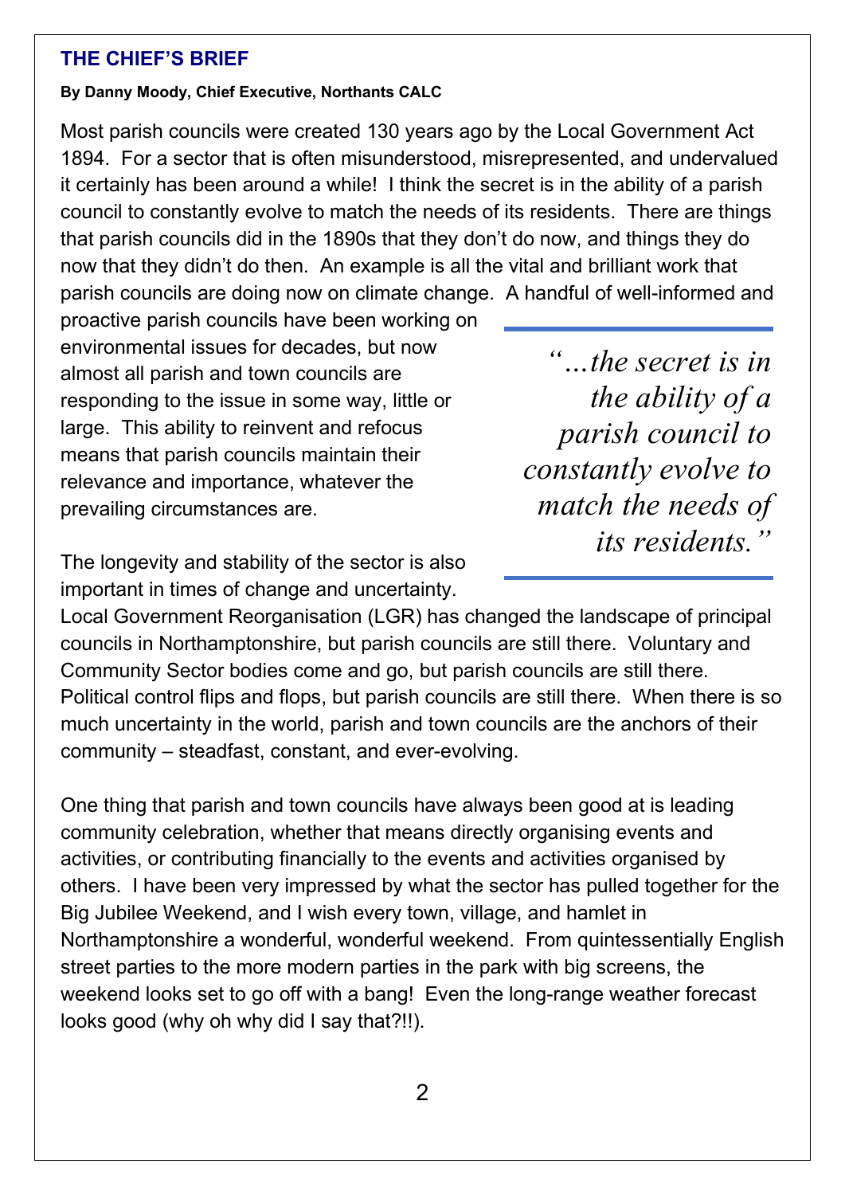## THE CHIEF'S BRIEF

**By Danny Moody, Chief Executive, Northants CALC**

Most parish councils were created 130 years ago by the Local Government Act 1894. For a sector that is often misunderstood, misrepresented, and undervalued it certainly has been around a while! I think the secret is in the ability of a parish council to constantly evolve to match the needs of its residents. There are things that parish councils did in the 1890s that they don't do now, and things they do now that they didn't do then. An example is all the vital and brilliant work that parish councils are doing now on climate change. A handful of well-informed and proactive parish councils have been working on environmental issues for decades, but now almost all parish and town councils are responding to the issue in some way, little or large. This ability to reinvent and refocus means that parish councils maintain their relevance and importance, whatever the prevailing circumstances are.

> *"…the secret is in the ability of a parish council to constantly evolve to match the needs of its residents."*

The longevity and stability of the sector is also important in times of change and uncertainty. Local Government Reorganisation (LGR) has changed the landscape of principal councils in Northamptonshire, but parish councils are still there. Voluntary and Community Sector bodies come and go, but parish councils are still there. Political control flips and flops, but parish councils are still there. When there is so much uncertainty in the world, parish and town councils are the anchors of their community – steadfast, constant, and ever-evolving.

One thing that parish and town councils have always been good at is leading community celebration, whether that means directly organising events and activities, or contributing financially to the events and activities organised by others. I have been very impressed by what the sector has pulled together for the Big Jubilee Weekend, and I wish every town, village, and hamlet in Northamptonshire a wonderful, wonderful weekend. From quintessentially English street parties to the more modern parties in the park with big screens, the weekend looks set to go off with a bang! Even the long-range weather forecast looks good (why oh why did I say that?!!).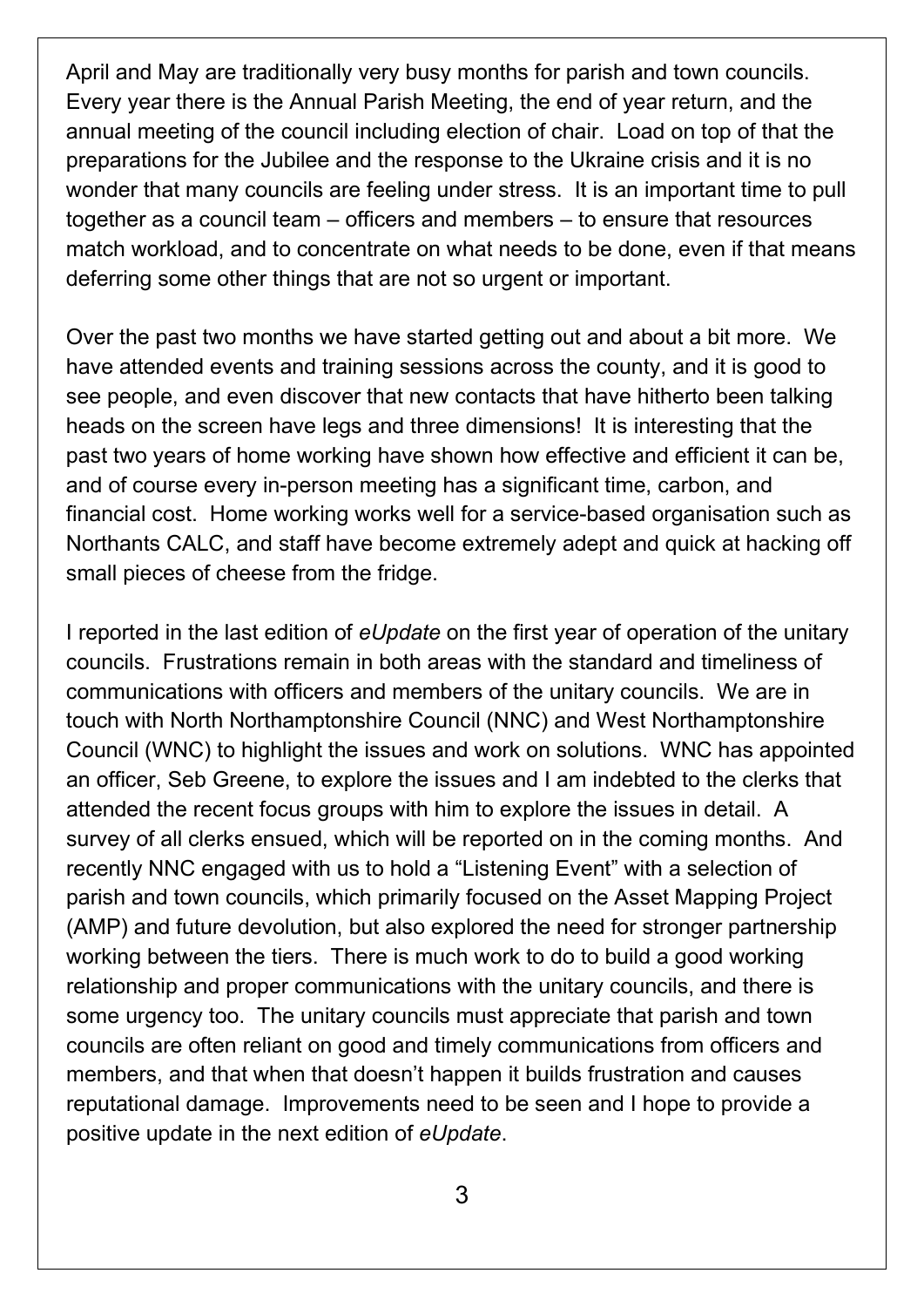April and May are traditionally very busy months for parish and town councils. Every year there is the Annual Parish Meeting, the end of year return, and the annual meeting of the council including election of chair. Load on top of that the preparations for the Jubilee and the response to the Ukraine crisis and it is no wonder that many councils are feeling under stress. It is an important time to pull together as a council team – officers and members – to ensure that resources match workload, and to concentrate on what needs to be done, even if that means deferring some other things that are not so urgent or important.

Over the past two months we have started getting out and about a bit more. We have attended events and training sessions across the county, and it is good to see people, and even discover that new contacts that have hitherto been talking heads on the screen have legs and three dimensions! It is interesting that the past two years of home working have shown how effective and efficient it can be, and of course every in-person meeting has a significant time, carbon, and financial cost. Home working works well for a service-based organisation such as Northants CALC, and staff have become extremely adept and quick at hacking off small pieces of cheese from the fridge.

I reported in the last edition of *eUpdate* on the first year of operation of the unitary councils. Frustrations remain in both areas with the standard and timeliness of communications with officers and members of the unitary councils. We are in touch with North Northamptonshire Council (NNC) and West Northamptonshire Council (WNC) to highlight the issues and work on solutions. WNC has appointed an officer, Seb Greene, to explore the issues and I am indebted to the clerks that attended the recent focus groups with him to explore the issues in detail. A survey of all clerks ensued, which will be reported on in the coming months. And recently NNC engaged with us to hold a "Listening Event" with a selection of parish and town councils, which primarily focused on the Asset Mapping Project (AMP) and future devolution, but also explored the need for stronger partnership working between the tiers. There is much work to do to build a good working relationship and proper communications with the unitary councils, and there is some urgency too. The unitary councils must appreciate that parish and town councils are often reliant on good and timely communications from officers and members, and that when that doesn't happen it builds frustration and causes reputational damage. Improvements need to be seen and I hope to provide a positive update in the next edition of *eUpdate*.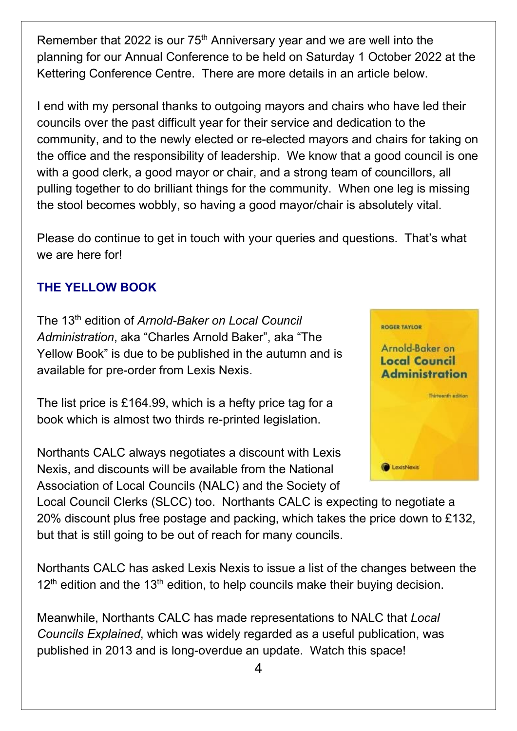Remember that 2022 is our 75th Anniversary year and we are well into the planning for our Annual Conference to be held on Saturday 1 October 2022 at the Kettering Conference Centre. There are more details in an article below.

I end with my personal thanks to outgoing mayors and chairs who have led their councils over the past difficult year for their service and dedication to the community, and to the newly elected or re-elected mayors and chairs for taking on the office and the responsibility of leadership. We know that a good council is one with a good clerk, a good mayor or chair, and a strong team of councillors, all pulling together to do brilliant things for the community. When one leg is missing the stool becomes wobbly, so having a good mayor/chair is absolutely vital.

Please do continue to get in touch with your queries and questions. That's what we are here for!

## THE YELLOW BOOK

The 13th edition of *Arnold-Baker on Local Council Administration*, aka "Charles Arnold Baker", aka "The Yellow Book" is due to be published in the autumn and is available for pre-order from Lexis Nexis.

The list price is £164.99, which is a hefty price tag for a book which is almost two thirds re-printed legislation.

Northants CALC always negotiates a discount with Lexis Nexis, and discounts will be available from the National Association of Local Councils (NALC) and the Society of Local Council Clerks (SLCC) too. Northants CALC is expecting to negotiate a 20% discount plus free postage and packing, which takes the price down to £132, but that is still going to be out of reach for many councils.

Northants CALC has asked Lexis Nexis to issue a list of the changes between the 12th edition and the 13th edition, to help councils make their buying decision.

Meanwhile, Northants CALC has made representations to NALC that *Local Councils Explained*, which was widely regarded as a useful publication, was published in 2013 and is long-overdue an update. Watch this space!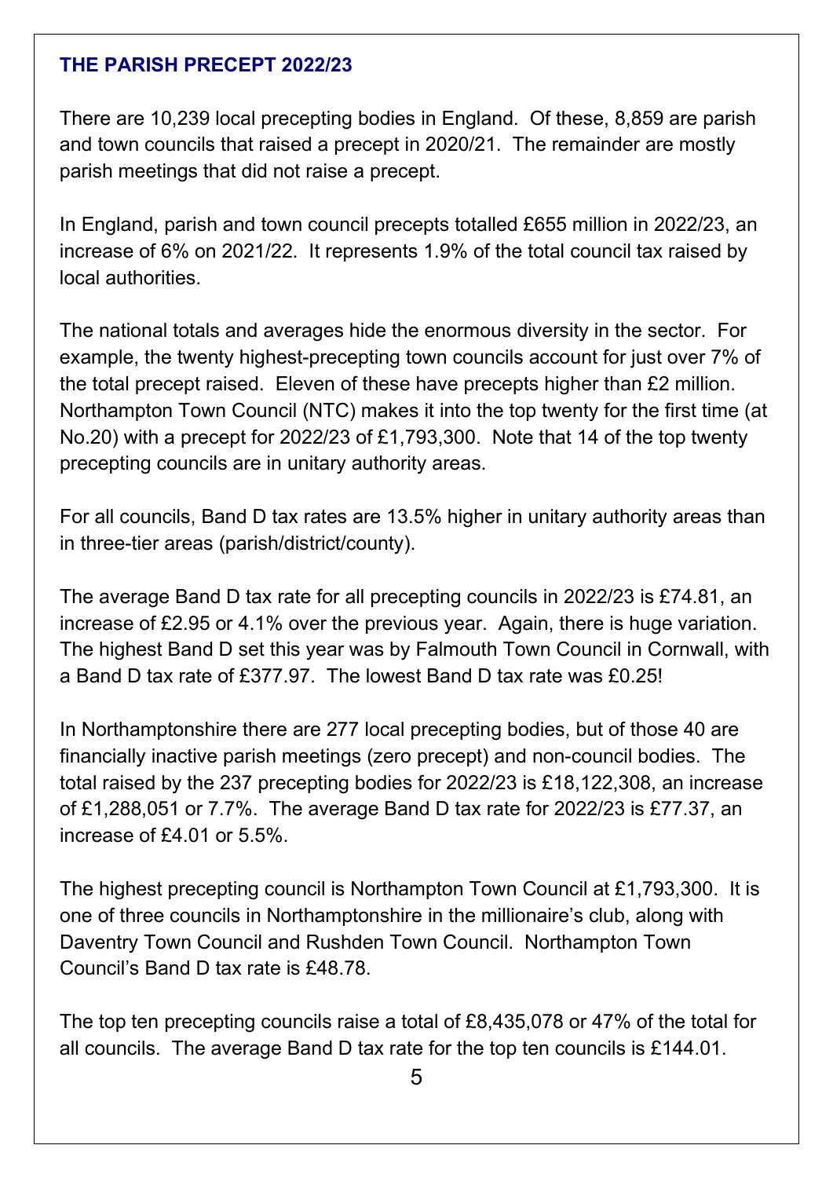## THE PARISH PRECEPT 2022/23

There are 10,239 local precepting bodies in England. Of these, 8,859 are parish and town councils that raised a precept in 2020/21. The remainder are mostly parish meetings that did not raise a precept.

In England, parish and town council precepts totalled £655 million in 2022/23, an increase of 6% on 2021/22. It represents 1.9% of the total council tax raised by local authorities.

The national totals and averages hide the enormous diversity in the sector. For example, the twenty highest-precepting town councils account for just over 7% of the total precept raised. Eleven of these have precepts higher than £2 million. Northampton Town Council (NTC) makes it into the top twenty for the first time (at No.20) with a precept for 2022/23 of £1,793,300. Note that 14 of the top twenty precepting councils are in unitary authority areas.

For all councils, Band D tax rates are 13.5% higher in unitary authority areas than in three-tier areas (parish/district/county).

The average Band D tax rate for all precepting councils in 2022/23 is £74.81, an increase of £2.95 or 4.1% over the previous year. Again, there is huge variation. The highest Band D set this year was by Falmouth Town Council in Cornwall, with a Band D tax rate of £377.97. The lowest Band D tax rate was £0.25!

In Northamptonshire there are 277 local precepting bodies, but of those 40 are financially inactive parish meetings (zero precept) and non-council bodies. The total raised by the 237 precepting bodies for 2022/23 is £18,122,308, an increase of £1,288,051 or 7.7%. The average Band D tax rate for 2022/23 is £77.37, an increase of £4.01 or 5.5%.

The highest precepting council is Northampton Town Council at £1,793,300. It is one of three councils in Northamptonshire in the millionaire's club, along with Daventry Town Council and Rushden Town Council. Northampton Town Council's Band D tax rate is £48.78.

The top ten precepting councils raise a total of £8,435,078 or 47% of the total for all councils. The average Band D tax rate for the top ten councils is £144.01.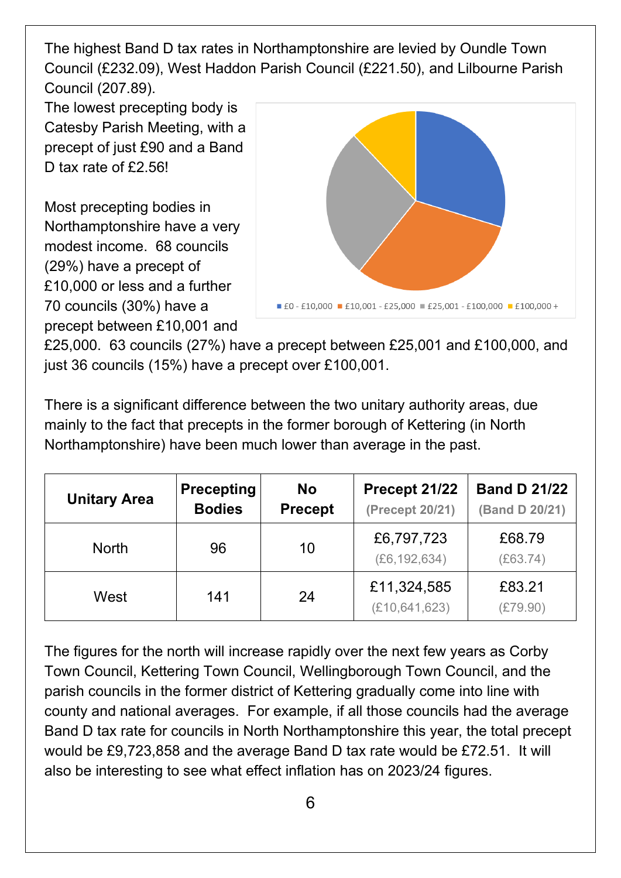The highest Band D tax rates in Northamptonshire are levied by Oundle Town Council (£232.09), West Haddon Parish Council (£221.50), and Lilbourne Parish Council (207.89).

The lowest precepting body is Catesby Parish Meeting, with a precept of just £90 and a Band D tax rate of £2.56!

Most precepting bodies in Northamptonshire have a very modest income. 68 councils (29%) have a precept of £10,000 or less and a further 70 councils (30%) have a precept between £10,001 and £25,000. 63 councils (27%) have a precept between £25,001 and £100,000, and just 36 councils (15%) have a precept over £100,001.

■ £0 - £10,000 ■ £10,001 - £25,000 ■ £25,001 - £100,000 ■ £100,000 +

There is a significant difference between the two unitary authority areas, due mainly to the fact that precepts in the former borough of Kettering (in North Northamptonshire) have been much lower than average in the past.

| Unitary Area | Precepting Bodies | No Precept | Precept 21/22 (Precept 20/21) | Band D 21/22 (Band D 20/21) |
|---|---|---|---|---|
| North | 96 | 10 | £6,797,723 (£6,192,634) | £68.79 (£63.74) |
| West | 141 | 24 | £11,324,585 (£10,641,623) | £83.21 (£79.90) |

The figures for the north will increase rapidly over the next few years as Corby Town Council, Kettering Town Council, Wellingborough Town Council, and the parish councils in the former district of Kettering gradually come into line with county and national averages. For example, if all those councils had the average Band D tax rate for councils in North Northamptonshire this year, the total precept would be £9,723,858 and the average Band D tax rate would be £72.51. It will also be interesting to see what effect inflation has on 2023/24 figures.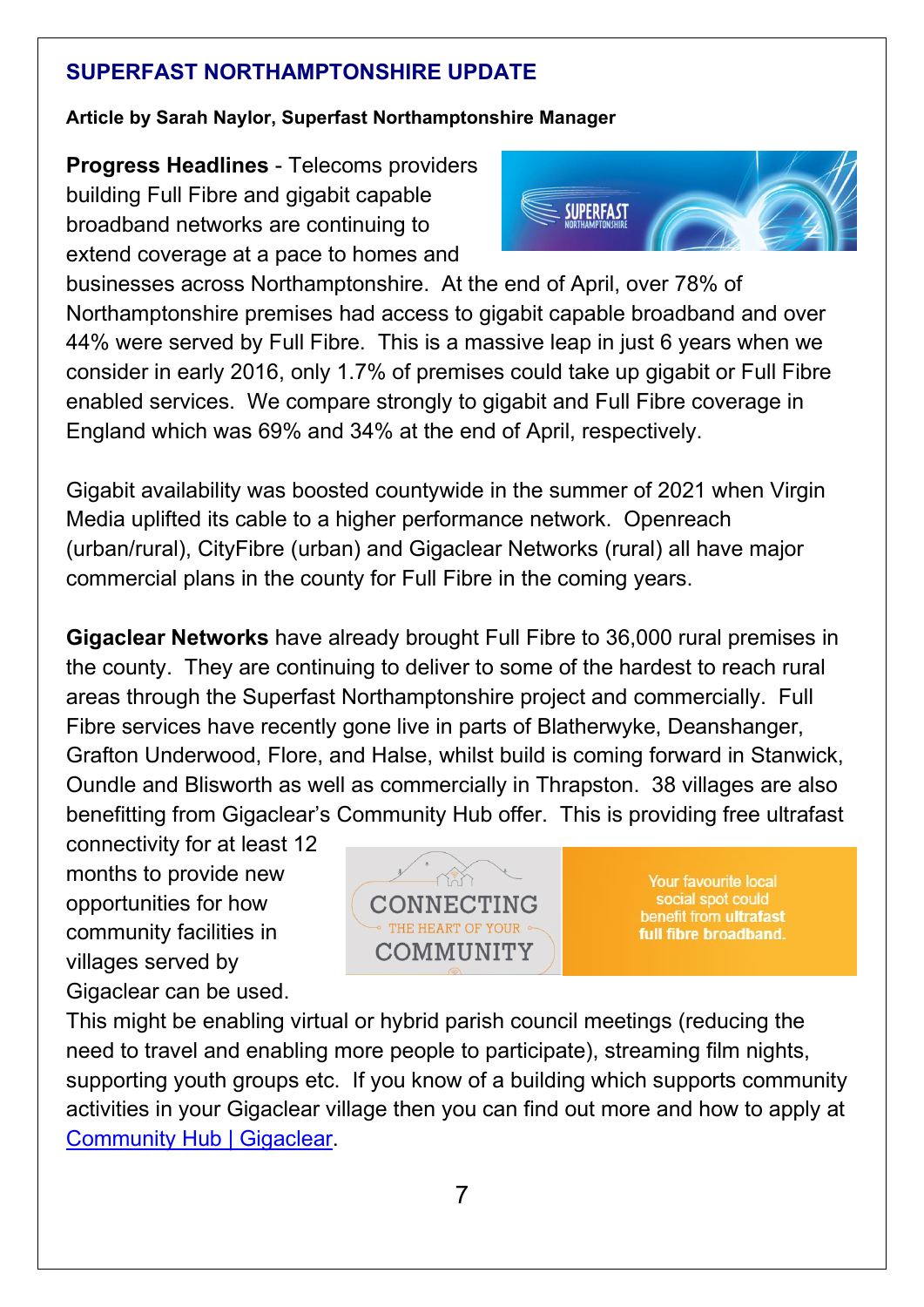## SUPERFAST NORTHAMPTONSHIRE UPDATE

**Article by Sarah Naylor, Superfast Northamptonshire Manager**

**Progress Headlines** - Telecoms providers building Full Fibre and gigabit capable broadband networks are continuing to extend coverage at a pace to homes and businesses across Northamptonshire. At the end of April, over 78% of Northamptonshire premises had access to gigabit capable broadband and over 44% were served by Full Fibre. This is a massive leap in just 6 years when we consider in early 2016, only 1.7% of premises could take up gigabit or Full Fibre enabled services. We compare strongly to gigabit and Full Fibre coverage in England which was 69% and 34% at the end of April, respectively.

Gigabit availability was boosted countywide in the summer of 2021 when Virgin Media uplifted its cable to a higher performance network. Openreach (urban/rural), CityFibre (urban) and Gigaclear Networks (rural) all have major commercial plans in the county for Full Fibre in the coming years.

**Gigaclear Networks** have already brought Full Fibre to 36,000 rural premises in the county. They are continuing to deliver to some of the hardest to reach rural areas through the Superfast Northamptonshire project and commercially. Full Fibre services have recently gone live in parts of Blatherwyke, Deanshanger, Grafton Underwood, Flore, and Halse, whilst build is coming forward in Stanwick, Oundle and Blisworth as well as commercially in Thrapston. 38 villages are also benefitting from Gigaclear's Community Hub offer. This is providing free ultrafast connectivity for at least 12 months to provide new opportunities for how community facilities in villages served by Gigaclear can be used. This might be enabling virtual or hybrid parish council meetings (reducing the need to travel and enabling more people to participate), streaming film nights, supporting youth groups etc. If you know of a building which supports community activities in your Gigaclear village then you can find out more and how to apply at [Community Hub | Gigaclear](Community Hub | Gigaclear).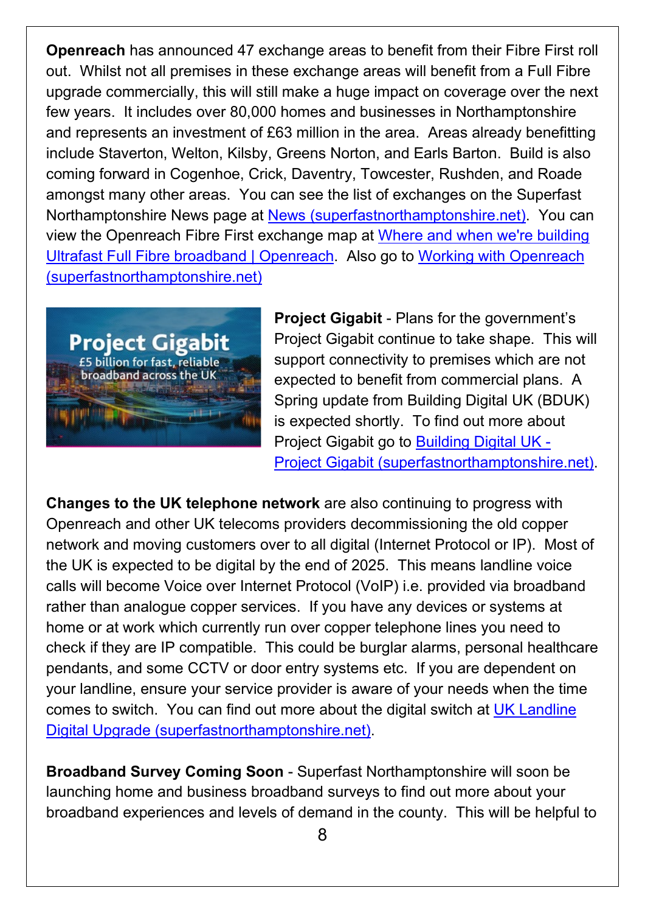**Openreach** has announced 47 exchange areas to benefit from their Fibre First roll out. Whilst not all premises in these exchange areas will benefit from a Full Fibre upgrade commercially, this will still make a huge impact on coverage over the next few years. It includes over 80,000 homes and businesses in Northamptonshire and represents an investment of £63 million in the area. Areas already benefitting include Staverton, Welton, Kilsby, Greens Norton, and Earls Barton. Build is also coming forward in Cogenhoe, Crick, Daventry, Towcester, Rushden, and Roade amongst many other areas. You can see the list of exchanges on the Superfast Northamptonshire News page at News (superfastnorthamptonshire.net). You can view the Openreach Fibre First exchange map at Where and when we're building Ultrafast Full Fibre broadband | Openreach. Also go to Working with Openreach (superfastnorthamptonshire.net)

**Project Gigabit** - Plans for the government's Project Gigabit continue to take shape. This will support connectivity to premises which are not expected to benefit from commercial plans. A Spring update from Building Digital UK (BDUK) is expected shortly. To find out more about Project Gigabit go to Building Digital UK - Project Gigabit (superfastnorthamptonshire.net).

**Changes to the UK telephone network** are also continuing to progress with Openreach and other UK telecoms providers decommissioning the old copper network and moving customers over to all digital (Internet Protocol or IP). Most of the UK is expected to be digital by the end of 2025. This means landline voice calls will become Voice over Internet Protocol (VoIP) i.e. provided via broadband rather than analogue copper services. If you have any devices or systems at home or at work which currently run over copper telephone lines you need to check if they are IP compatible. This could be burglar alarms, personal healthcare pendants, and some CCTV or door entry systems etc. If you are dependent on your landline, ensure your service provider is aware of your needs when the time comes to switch. You can find out more about the digital switch at UK Landline Digital Upgrade (superfastnorthamptonshire.net).

**Broadband Survey Coming Soon** - Superfast Northamptonshire will soon be launching home and business broadband surveys to find out more about your broadband experiences and levels of demand in the county. This will be helpful to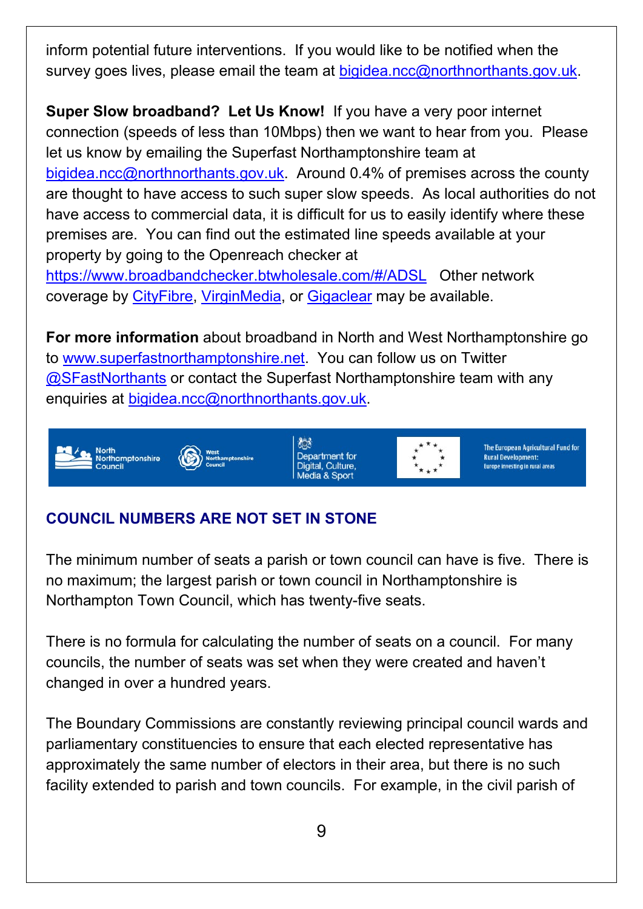inform potential future interventions.  If you would like to be notified when the survey goes lives, please email the team at bigidea.ncc@northnorthants.gov.uk.

**Super Slow broadband?  Let Us Know!** If you have a very poor internet connection (speeds of less than 10Mbps) then we want to hear from you.  Please let us know by emailing the Superfast Northamptonshire team at bigidea.ncc@northnorthants.gov.uk.  Around 0.4% of premises across the county are thought to have access to such super slow speeds.  As local authorities do not have access to commercial data, it is difficult for us to easily identify where these premises are.  You can find out the estimated line speeds available at your property by going to the Openreach checker at https://www.broadbandchecker.btwholesale.com/#/ADSL   Other network coverage by CityFibre, VirginMedia, or Gigaclear may be available.

**For more information** about broadband in North and West Northamptonshire go to www.superfastnorthamptonshire.net.  You can follow us on Twitter @SFastNorthants or contact the Superfast Northamptonshire team with any enquiries at bigidea.ncc@northnorthants.gov.uk.

North Northamptonshire Council | West Northamptonshire Council | Department for Digital, Culture, Media & Sport | The European Agricultural Fund for Rural Development: Europe investing in rural areas

## COUNCIL NUMBERS ARE NOT SET IN STONE

The minimum number of seats a parish or town council can have is five.  There is no maximum; the largest parish or town council in Northamptonshire is Northampton Town Council, which has twenty-five seats.

There is no formula for calculating the number of seats on a council.  For many councils, the number of seats was set when they were created and haven't changed in over a hundred years.

The Boundary Commissions are constantly reviewing principal council wards and parliamentary constituencies to ensure that each elected representative has approximately the same number of electors in their area, but there is no such facility extended to parish and town councils.  For example, in the civil parish of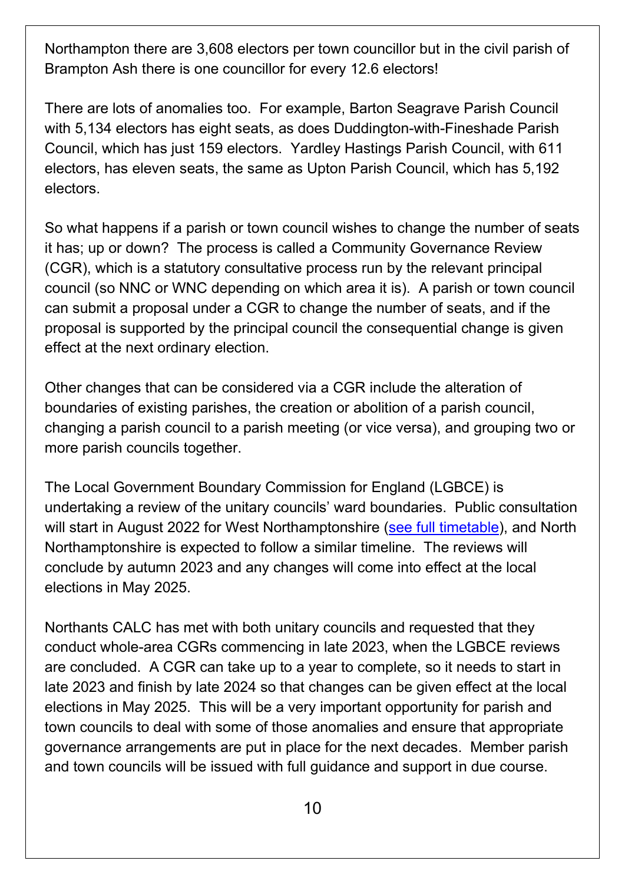Northampton there are 3,608 electors per town councillor but in the civil parish of Brampton Ash there is one councillor for every 12.6 electors!

There are lots of anomalies too. For example, Barton Seagrave Parish Council with 5,134 electors has eight seats, as does Duddington-with-Fineshade Parish Council, which has just 159 electors. Yardley Hastings Parish Council, with 611 electors, has eleven seats, the same as Upton Parish Council, which has 5,192 electors.

So what happens if a parish or town council wishes to change the number of seats it has; up or down? The process is called a Community Governance Review (CGR), which is a statutory consultative process run by the relevant principal council (so NNC or WNC depending on which area it is). A parish or town council can submit a proposal under a CGR to change the number of seats, and if the proposal is supported by the principal council the consequential change is given effect at the next ordinary election.

Other changes that can be considered via a CGR include the alteration of boundaries of existing parishes, the creation or abolition of a parish council, changing a parish council to a parish meeting (or vice versa), and grouping two or more parish councils together.

The Local Government Boundary Commission for England (LGBCE) is undertaking a review of the unitary councils' ward boundaries. Public consultation will start in August 2022 for West Northamptonshire (see full timetable), and North Northamptonshire is expected to follow a similar timeline. The reviews will conclude by autumn 2023 and any changes will come into effect at the local elections in May 2025.

Northants CALC has met with both unitary councils and requested that they conduct whole-area CGRs commencing in late 2023, when the LGBCE reviews are concluded. A CGR can take up to a year to complete, so it needs to start in late 2023 and finish by late 2024 so that changes can be given effect at the local elections in May 2025. This will be a very important opportunity for parish and town councils to deal with some of those anomalies and ensure that appropriate governance arrangements are put in place for the next decades. Member parish and town councils will be issued with full guidance and support in due course.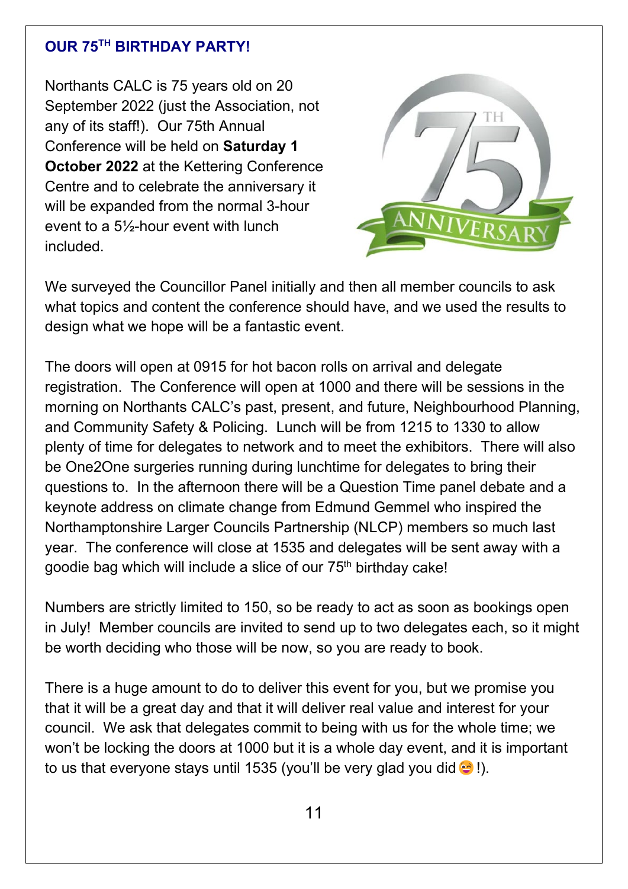## OUR 75TH BIRTHDAY PARTY!

Northants CALC is 75 years old on 20 September 2022 (just the Association, not any of its staff!). Our 75th Annual Conference will be held on **Saturday 1 October 2022** at the Kettering Conference Centre and to celebrate the anniversary it will be expanded from the normal 3-hour event to a 5½-hour event with lunch included.

We surveyed the Councillor Panel initially and then all member councils to ask what topics and content the conference should have, and we used the results to design what we hope will be a fantastic event.

The doors will open at 0915 for hot bacon rolls on arrival and delegate registration. The Conference will open at 1000 and there will be sessions in the morning on Northants CALC's past, present, and future, Neighbourhood Planning, and Community Safety & Policing. Lunch will be from 1215 to 1330 to allow plenty of time for delegates to network and to meet the exhibitors. There will also be One2One surgeries running during lunchtime for delegates to bring their questions to. In the afternoon there will be a Question Time panel debate and a keynote address on climate change from Edmund Gemmel who inspired the Northamptonshire Larger Councils Partnership (NLCP) members so much last year. The conference will close at 1535 and delegates will be sent away with a goodie bag which will include a slice of our 75th birthday cake!

Numbers are strictly limited to 150, so be ready to act as soon as bookings open in July! Member councils are invited to send up to two delegates each, so it might be worth deciding who those will be now, so you are ready to book.

There is a huge amount to do to deliver this event for you, but we promise you that it will be a great day and that it will deliver real value and interest for your council. We ask that delegates commit to being with us for the whole time; we won't be locking the doors at 1000 but it is a whole day event, and it is important to us that everyone stays until 1535 (you'll be very glad you did 😄!).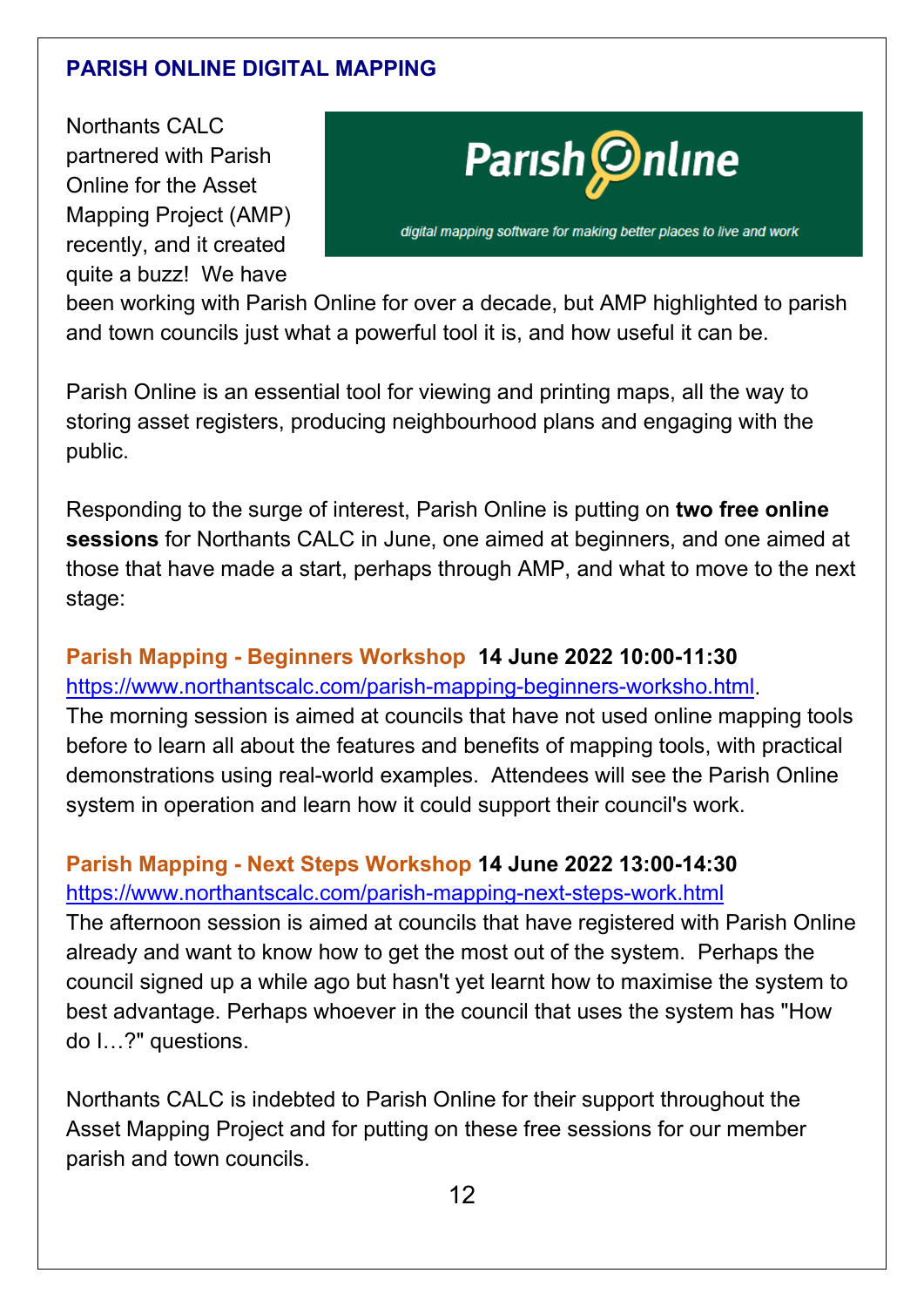## PARISH ONLINE DIGITAL MAPPING

Northants CALC partnered with Parish Online for the Asset Mapping Project (AMP) recently, and it created quite a buzz! We have been working with Parish Online for over a decade, but AMP highlighted to parish and town councils just what a powerful tool it is, and how useful it can be.

Parish Online is an essential tool for viewing and printing maps, all the way to storing asset registers, producing neighbourhood plans and engaging with the public.

Responding to the surge of interest, Parish Online is putting on **two free online sessions** for Northants CALC in June, one aimed at beginners, and one aimed at those that have made a start, perhaps through AMP, and what to move to the next stage:

**Parish Mapping - Beginners Workshop 14 June 2022 10:00-11:30**
https://www.northantscalc.com/parish-mapping-beginners-worksho.html.
The morning session is aimed at councils that have not used online mapping tools before to learn all about the features and benefits of mapping tools, with practical demonstrations using real-world examples. Attendees will see the Parish Online system in operation and learn how it could support their council's work.

**Parish Mapping - Next Steps Workshop 14 June 2022 13:00-14:30**
https://www.northantscalc.com/parish-mapping-next-steps-work.html
The afternoon session is aimed at councils that have registered with Parish Online already and want to know how to get the most out of the system. Perhaps the council signed up a while ago but hasn't yet learnt how to maximise the system to best advantage. Perhaps whoever in the council that uses the system has "How do I…?" questions.

Northants CALC is indebted to Parish Online for their support throughout the Asset Mapping Project and for putting on these free sessions for our member parish and town councils.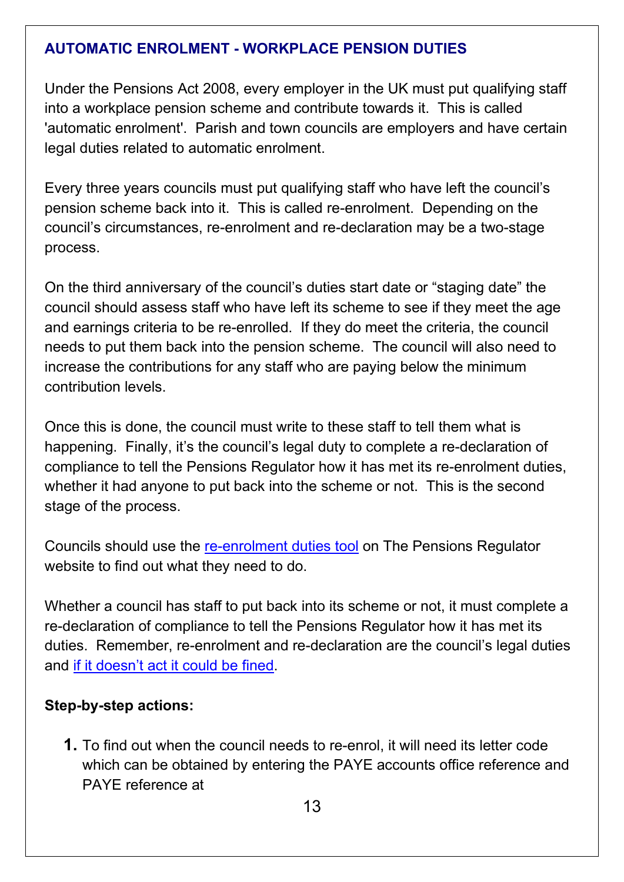## AUTOMATIC ENROLMENT - WORKPLACE PENSION DUTIES

Under the Pensions Act 2008, every employer in the UK must put qualifying staff into a workplace pension scheme and contribute towards it. This is called 'automatic enrolment'. Parish and town councils are employers and have certain legal duties related to automatic enrolment.

Every three years councils must put qualifying staff who have left the council's pension scheme back into it. This is called re-enrolment. Depending on the council's circumstances, re-enrolment and re-declaration may be a two-stage process.

On the third anniversary of the council's duties start date or "staging date" the council should assess staff who have left its scheme to see if they meet the age and earnings criteria to be re-enrolled. If they do meet the criteria, the council needs to put them back into the pension scheme. The council will also need to increase the contributions for any staff who are paying below the minimum contribution levels.

Once this is done, the council must write to these staff to tell them what is happening. Finally, it's the council's legal duty to complete a re-declaration of compliance to tell the Pensions Regulator how it has met its re-enrolment duties, whether it had anyone to put back into the scheme or not. This is the second stage of the process.

Councils should use the re-enrolment duties tool on The Pensions Regulator website to find out what they need to do.

Whether a council has staff to put back into its scheme or not, it must complete a re-declaration of compliance to tell the Pensions Regulator how it has met its duties. Remember, re-enrolment and re-declaration are the council's legal duties and if it doesn't act it could be fined.

**Step-by-step actions:**

1. To find out when the council needs to re-enrol, it will need its letter code which can be obtained by entering the PAYE accounts office reference and PAYE reference at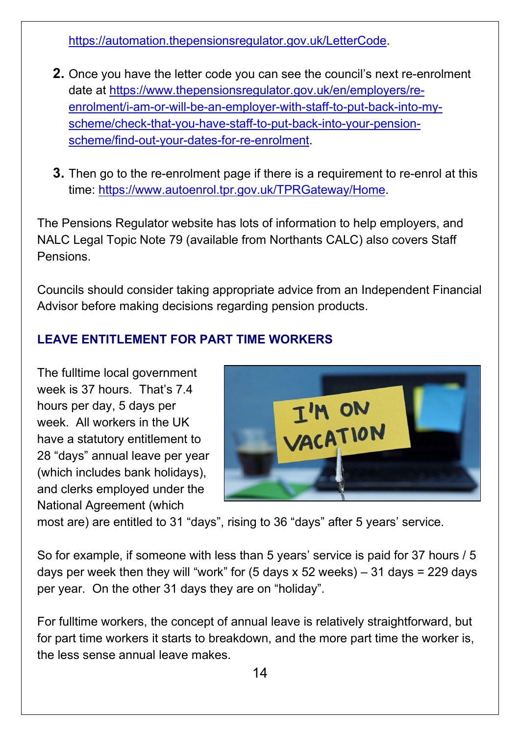https://automation.thepensionsregulator.gov.uk/LetterCode.

2. Once you have the letter code you can see the council's next re-enrolment date at https://www.thepensionsregulator.gov.uk/en/employers/re-enrolment/i-am-or-will-be-an-employer-with-staff-to-put-back-into-my-scheme/check-that-you-have-staff-to-put-back-into-your-pension-scheme/find-out-your-dates-for-re-enrolment.

3. Then go to the re-enrolment page if there is a requirement to re-enrol at this time: https://www.autoenrol.tpr.gov.uk/TPRGateway/Home.

The Pensions Regulator website has lots of information to help employers, and NALC Legal Topic Note 79 (available from Northants CALC) also covers Staff Pensions.

Councils should consider taking appropriate advice from an Independent Financial Advisor before making decisions regarding pension products.

## LEAVE ENTITLEMENT FOR PART TIME WORKERS

The fulltime local government week is 37 hours. That's 7.4 hours per day, 5 days per week. All workers in the UK have a statutory entitlement to 28 "days" annual leave per year (which includes bank holidays), and clerks employed under the National Agreement (which most are) are entitled to 31 "days", rising to 36 "days" after 5 years' service.

So for example, if someone with less than 5 years' service is paid for 37 hours / 5 days per week then they will "work" for (5 days x 52 weeks) – 31 days = 229 days per year. On the other 31 days they are on "holiday".

For fulltime workers, the concept of annual leave is relatively straightforward, but for part time workers it starts to breakdown, and the more part time the worker is, the less sense annual leave makes.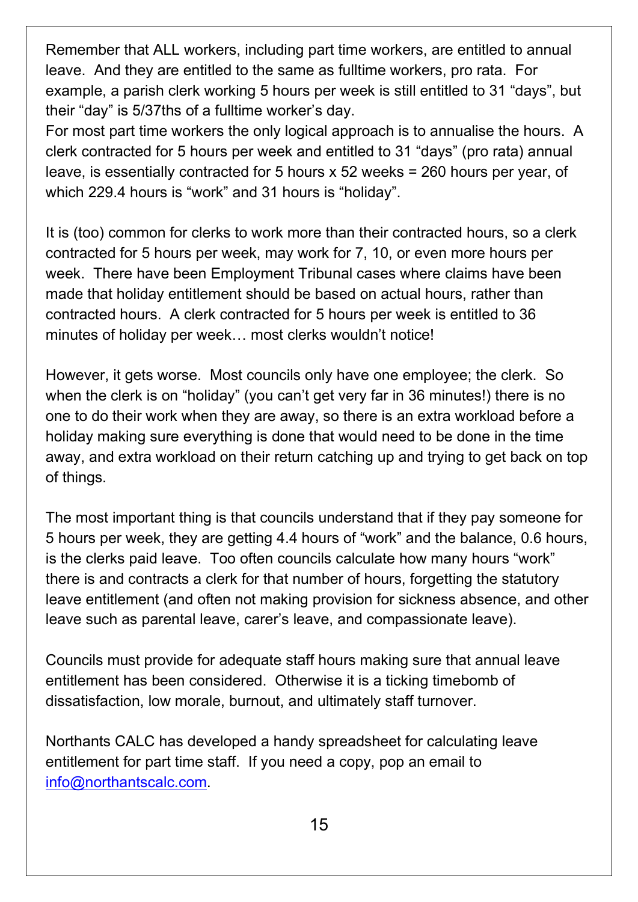Remember that ALL workers, including part time workers, are entitled to annual leave. And they are entitled to the same as fulltime workers, pro rata. For example, a parish clerk working 5 hours per week is still entitled to 31 "days", but their "day" is 5/37ths of a fulltime worker's day.
For most part time workers the only logical approach is to annualise the hours. A clerk contracted for 5 hours per week and entitled to 31 "days" (pro rata) annual leave, is essentially contracted for 5 hours x 52 weeks = 260 hours per year, of which 229.4 hours is "work" and 31 hours is "holiday".

It is (too) common for clerks to work more than their contracted hours, so a clerk contracted for 5 hours per week, may work for 7, 10, or even more hours per week. There have been Employment Tribunal cases where claims have been made that holiday entitlement should be based on actual hours, rather than contracted hours. A clerk contracted for 5 hours per week is entitled to 36 minutes of holiday per week… most clerks wouldn't notice!

However, it gets worse. Most councils only have one employee; the clerk. So when the clerk is on "holiday" (you can't get very far in 36 minutes!) there is no one to do their work when they are away, so there is an extra workload before a holiday making sure everything is done that would need to be done in the time away, and extra workload on their return catching up and trying to get back on top of things.

The most important thing is that councils understand that if they pay someone for 5 hours per week, they are getting 4.4 hours of "work" and the balance, 0.6 hours, is the clerks paid leave. Too often councils calculate how many hours "work" there is and contracts a clerk for that number of hours, forgetting the statutory leave entitlement (and often not making provision for sickness absence, and other leave such as parental leave, carer's leave, and compassionate leave).

Councils must provide for adequate staff hours making sure that annual leave entitlement has been considered. Otherwise it is a ticking timebomb of dissatisfaction, low morale, burnout, and ultimately staff turnover.

Northants CALC has developed a handy spreadsheet for calculating leave entitlement for part time staff. If you need a copy, pop an email to [info@northantscalc.com](mailto:info@northantscalc.com).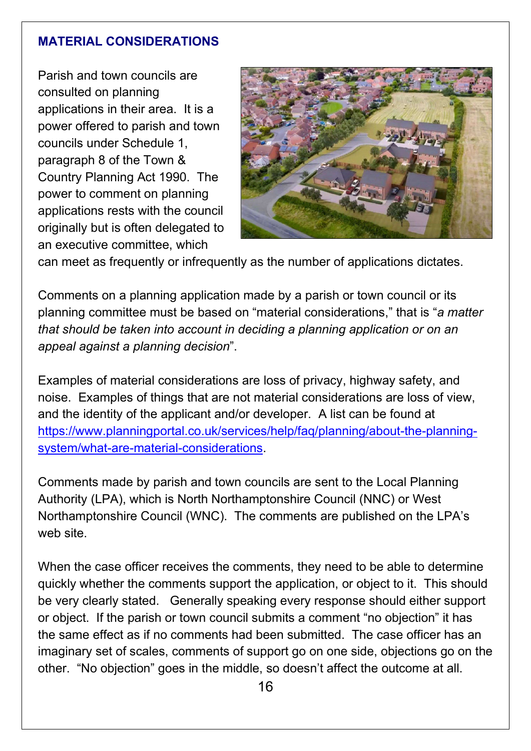## MATERIAL CONSIDERATIONS

Parish and town councils are consulted on planning applications in their area. It is a power offered to parish and town councils under Schedule 1, paragraph 8 of the Town & Country Planning Act 1990. The power to comment on planning applications rests with the council originally but is often delegated to an executive committee, which can meet as frequently or infrequently as the number of applications dictates.

Comments on a planning application made by a parish or town council or its planning committee must be based on "material considerations," that is "*a matter that should be taken into account in deciding a planning application or on an appeal against a planning decision*".

Examples of material considerations are loss of privacy, highway safety, and noise. Examples of things that are not material considerations are loss of view, and the identity of the applicant and/or developer. A list can be found at https://www.planningportal.co.uk/services/help/faq/planning/about-the-planning-system/what-are-material-considerations.

Comments made by parish and town councils are sent to the Local Planning Authority (LPA), which is North Northamptonshire Council (NNC) or West Northamptonshire Council (WNC). The comments are published on the LPA's web site.

When the case officer receives the comments, they need to be able to determine quickly whether the comments support the application, or object to it. This should be very clearly stated. Generally speaking every response should either support or object. If the parish or town council submits a comment "no objection" it has the same effect as if no comments had been submitted. The case officer has an imaginary set of scales, comments of support go on one side, objections go on the other. "No objection" goes in the middle, so doesn't affect the outcome at all.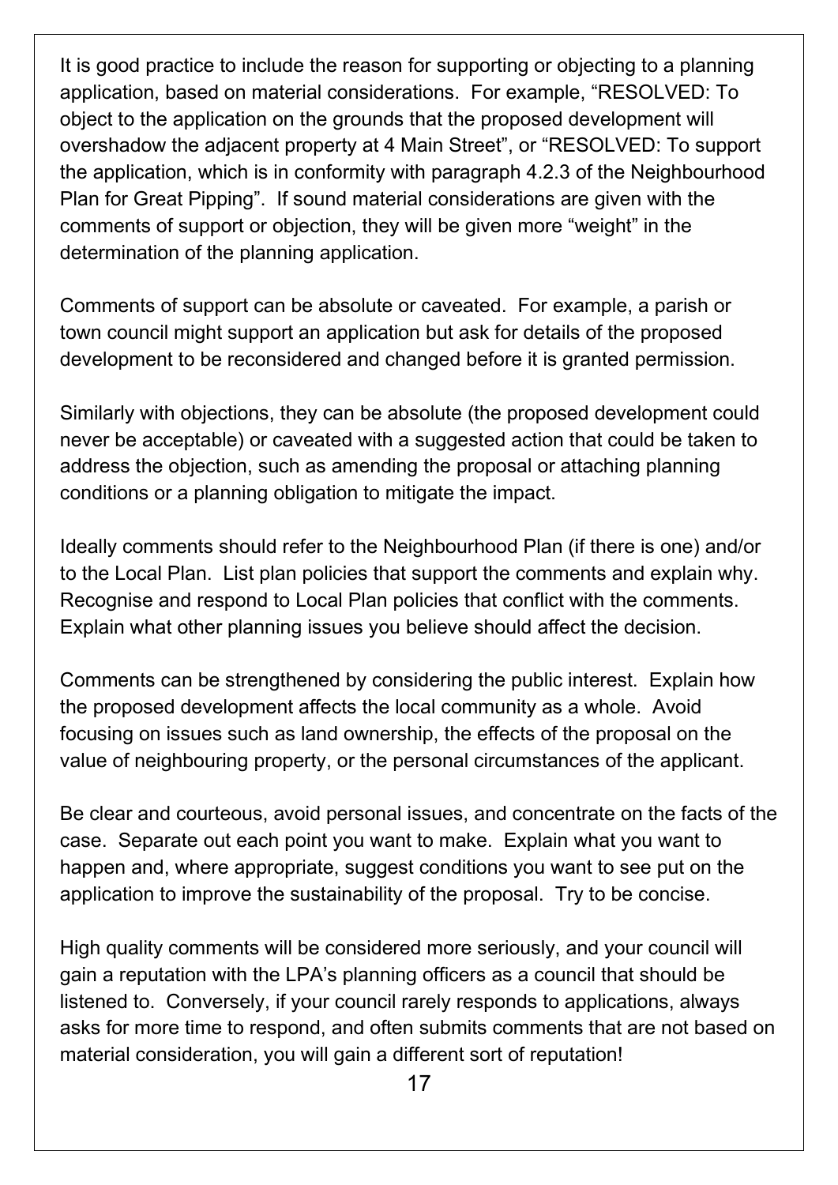It is good practice to include the reason for supporting or objecting to a planning application, based on material considerations. For example, "RESOLVED: To object to the application on the grounds that the proposed development will overshadow the adjacent property at 4 Main Street", or "RESOLVED: To support the application, which is in conformity with paragraph 4.2.3 of the Neighbourhood Plan for Great Pipping". If sound material considerations are given with the comments of support or objection, they will be given more "weight" in the determination of the planning application.

Comments of support can be absolute or caveated. For example, a parish or town council might support an application but ask for details of the proposed development to be reconsidered and changed before it is granted permission.

Similarly with objections, they can be absolute (the proposed development could never be acceptable) or caveated with a suggested action that could be taken to address the objection, such as amending the proposal or attaching planning conditions or a planning obligation to mitigate the impact.

Ideally comments should refer to the Neighbourhood Plan (if there is one) and/or to the Local Plan. List plan policies that support the comments and explain why. Recognise and respond to Local Plan policies that conflict with the comments. Explain what other planning issues you believe should affect the decision.

Comments can be strengthened by considering the public interest. Explain how the proposed development affects the local community as a whole. Avoid focusing on issues such as land ownership, the effects of the proposal on the value of neighbouring property, or the personal circumstances of the applicant.

Be clear and courteous, avoid personal issues, and concentrate on the facts of the case. Separate out each point you want to make. Explain what you want to happen and, where appropriate, suggest conditions you want to see put on the application to improve the sustainability of the proposal. Try to be concise.

High quality comments will be considered more seriously, and your council will gain a reputation with the LPA's planning officers as a council that should be listened to. Conversely, if your council rarely responds to applications, always asks for more time to respond, and often submits comments that are not based on material consideration, you will gain a different sort of reputation!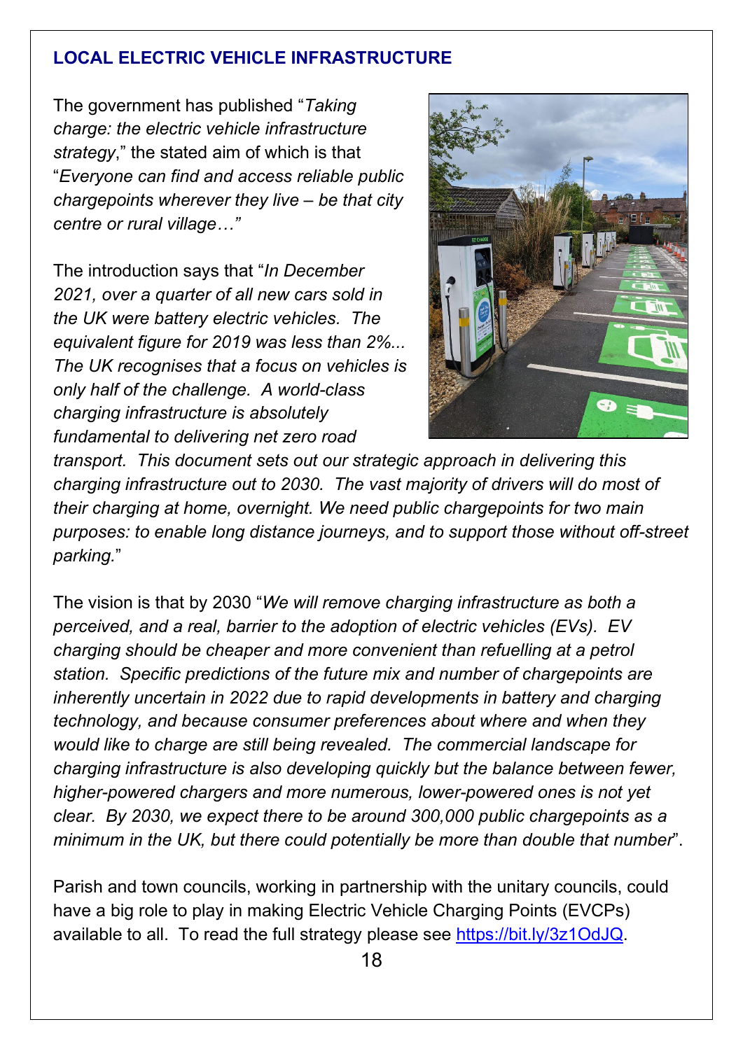## LOCAL ELECTRIC VEHICLE INFRASTRUCTURE

The government has published "*Taking charge: the electric vehicle infrastructure strategy*," the stated aim of which is that "*Everyone can find and access reliable public chargepoints wherever they live – be that city centre or rural village…"*

The introduction says that "*In December 2021, over a quarter of all new cars sold in the UK were battery electric vehicles. The equivalent figure for 2019 was less than 2%... The UK recognises that a focus on vehicles is only half of the challenge. A world-class charging infrastructure is absolutely fundamental to delivering net zero road transport. This document sets out our strategic approach in delivering this charging infrastructure out to 2030. The vast majority of drivers will do most of their charging at home, overnight. We need public chargepoints for two main purposes: to enable long distance journeys, and to support those without off-street parking.*"

The vision is that by 2030 "*We will remove charging infrastructure as both a perceived, and a real, barrier to the adoption of electric vehicles (EVs). EV charging should be cheaper and more convenient than refuelling at a petrol station. Specific predictions of the future mix and number of chargepoints are inherently uncertain in 2022 due to rapid developments in battery and charging technology, and because consumer preferences about where and when they would like to charge are still being revealed. The commercial landscape for charging infrastructure is also developing quickly but the balance between fewer, higher-powered chargers and more numerous, lower-powered ones is not yet clear. By 2030, we expect there to be around 300,000 public chargepoints as a minimum in the UK, but there could potentially be more than double that number*".

Parish and town councils, working in partnership with the unitary councils, could have a big role to play in making Electric Vehicle Charging Points (EVCPs) available to all. To read the full strategy please see https://bit.ly/3z1OdJQ.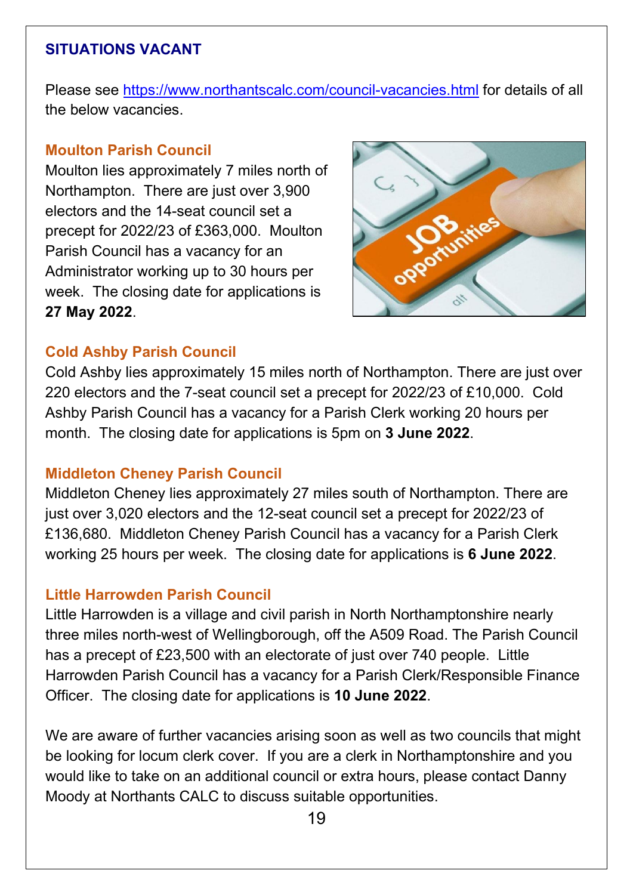## SITUATIONS VACANT

Please see https://www.northantscalc.com/council-vacancies.html for details of all the below vacancies.

### Moulton Parish Council

Moulton lies approximately 7 miles north of Northampton. There are just over 3,900 electors and the 14-seat council set a precept for 2022/23 of £363,000. Moulton Parish Council has a vacancy for an Administrator working up to 30 hours per week. The closing date for applications is **27 May 2022**.

### Cold Ashby Parish Council

Cold Ashby lies approximately 15 miles north of Northampton. There are just over 220 electors and the 7-seat council set a precept for 2022/23 of £10,000. Cold Ashby Parish Council has a vacancy for a Parish Clerk working 20 hours per month. The closing date for applications is 5pm on **3 June 2022**.

### Middleton Cheney Parish Council

Middleton Cheney lies approximately 27 miles south of Northampton. There are just over 3,020 electors and the 12-seat council set a precept for 2022/23 of £136,680. Middleton Cheney Parish Council has a vacancy for a Parish Clerk working 25 hours per week. The closing date for applications is **6 June 2022**.

### Little Harrowden Parish Council

Little Harrowden is a village and civil parish in North Northamptonshire nearly three miles north-west of Wellingborough, off the A509 Road. The Parish Council has a precept of £23,500 with an electorate of just over 740 people. Little Harrowden Parish Council has a vacancy for a Parish Clerk/Responsible Finance Officer. The closing date for applications is **10 June 2022**.

We are aware of further vacancies arising soon as well as two councils that might be looking for locum clerk cover. If you are a clerk in Northamptonshire and you would like to take on an additional council or extra hours, please contact Danny Moody at Northants CALC to discuss suitable opportunities.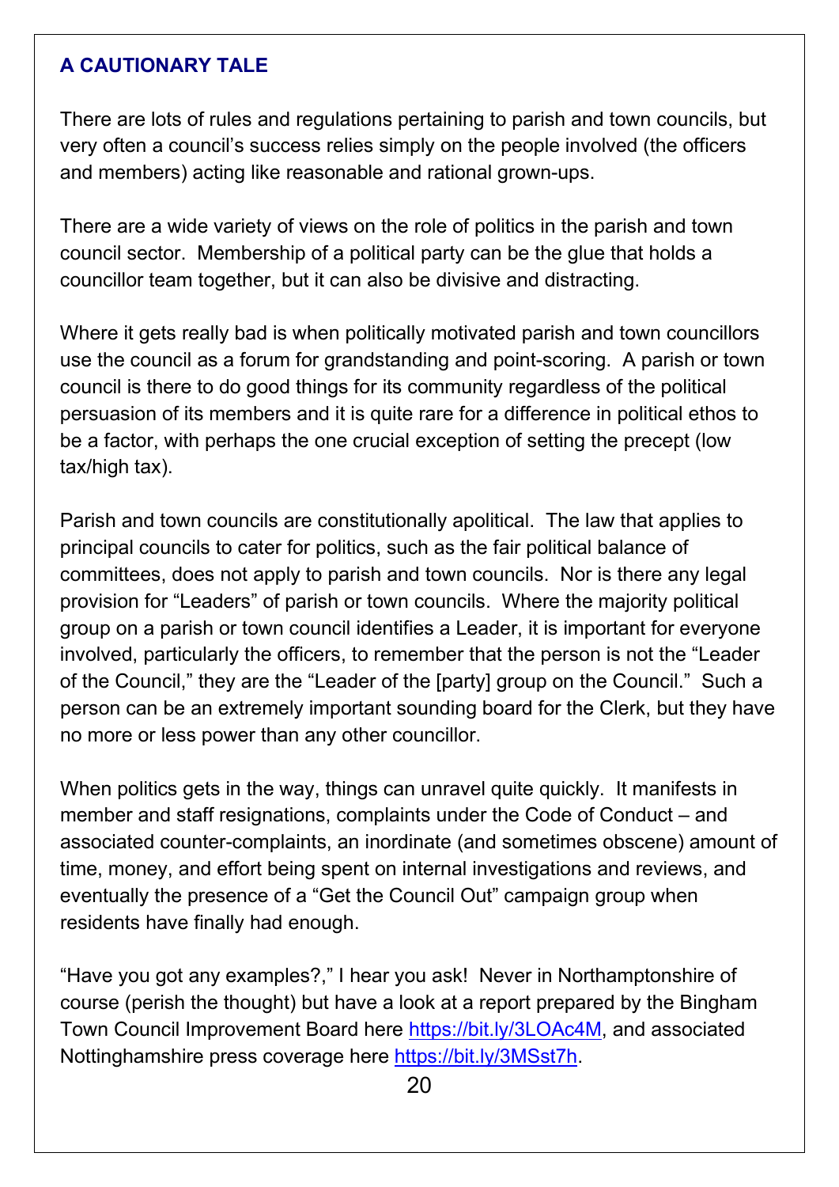## A CAUTIONARY TALE

There are lots of rules and regulations pertaining to parish and town councils, but very often a council's success relies simply on the people involved (the officers and members) acting like reasonable and rational grown-ups.

There are a wide variety of views on the role of politics in the parish and town council sector. Membership of a political party can be the glue that holds a councillor team together, but it can also be divisive and distracting.

Where it gets really bad is when politically motivated parish and town councillors use the council as a forum for grandstanding and point-scoring. A parish or town council is there to do good things for its community regardless of the political persuasion of its members and it is quite rare for a difference in political ethos to be a factor, with perhaps the one crucial exception of setting the precept (low tax/high tax).

Parish and town councils are constitutionally apolitical. The law that applies to principal councils to cater for politics, such as the fair political balance of committees, does not apply to parish and town councils. Nor is there any legal provision for "Leaders" of parish or town councils. Where the majority political group on a parish or town council identifies a Leader, it is important for everyone involved, particularly the officers, to remember that the person is not the "Leader of the Council," they are the "Leader of the [party] group on the Council." Such a person can be an extremely important sounding board for the Clerk, but they have no more or less power than any other councillor.

When politics gets in the way, things can unravel quite quickly. It manifests in member and staff resignations, complaints under the Code of Conduct – and associated counter-complaints, an inordinate (and sometimes obscene) amount of time, money, and effort being spent on internal investigations and reviews, and eventually the presence of a "Get the Council Out" campaign group when residents have finally had enough.

"Have you got any examples?," I hear you ask! Never in Northamptonshire of course (perish the thought) but have a look at a report prepared by the Bingham Town Council Improvement Board here https://bit.ly/3LOAc4M, and associated Nottinghamshire press coverage here https://bit.ly/3MSst7h.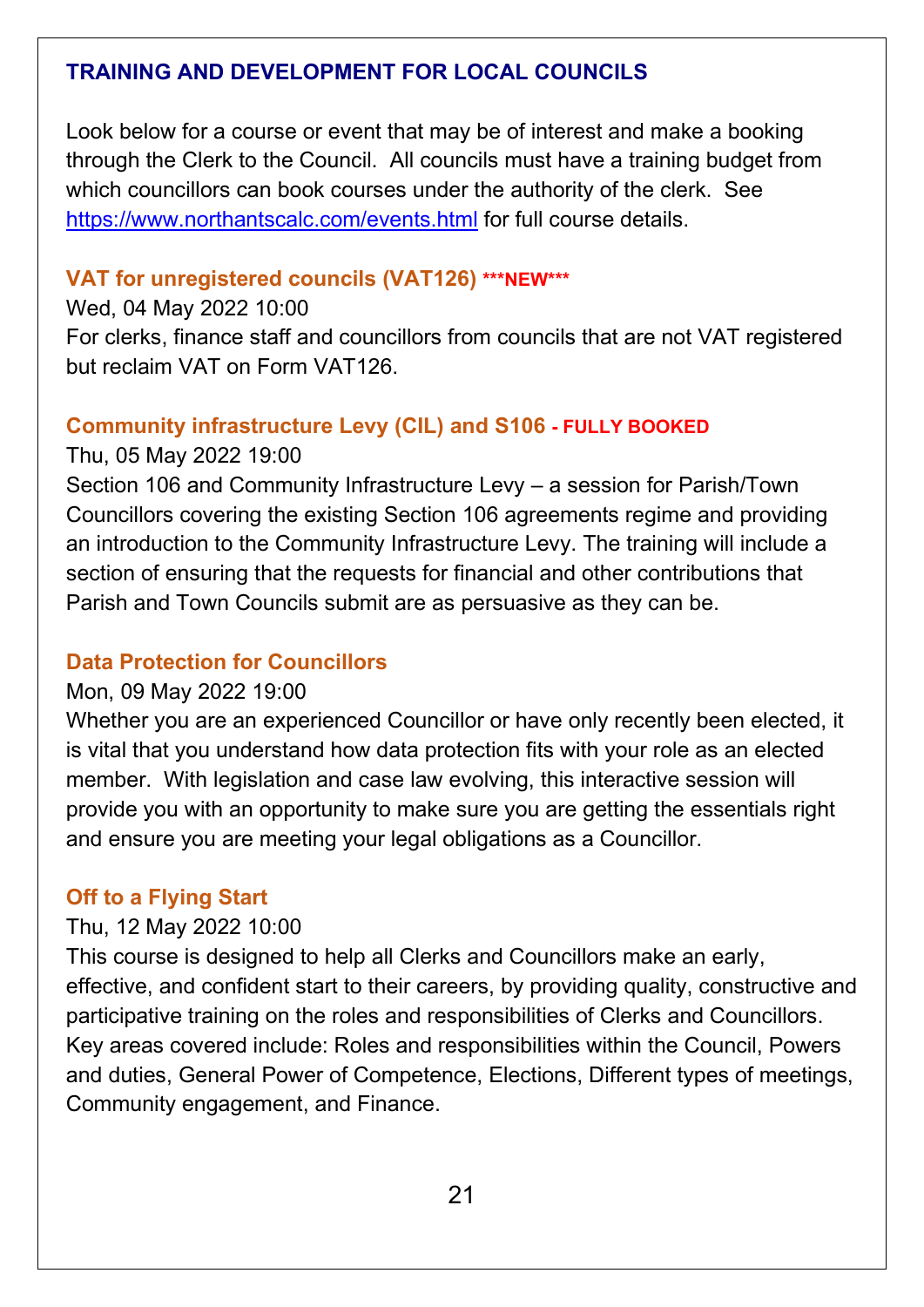## TRAINING AND DEVELOPMENT FOR LOCAL COUNCILS

Look below for a course or event that may be of interest and make a booking through the Clerk to the Council. All councils must have a training budget from which councillors can book courses under the authority of the clerk. See https://www.northantscalc.com/events.html for full course details.

### VAT for unregistered councils (VAT126) ***NEW***

Wed, 04 May 2022 10:00

For clerks, finance staff and councillors from councils that are not VAT registered but reclaim VAT on Form VAT126.

### Community infrastructure Levy (CIL) and S106 - FULLY BOOKED

Thu, 05 May 2022 19:00

Section 106 and Community Infrastructure Levy – a session for Parish/Town Councillors covering the existing Section 106 agreements regime and providing an introduction to the Community Infrastructure Levy. The training will include a section of ensuring that the requests for financial and other contributions that Parish and Town Councils submit are as persuasive as they can be.

### Data Protection for Councillors

Mon, 09 May 2022 19:00

Whether you are an experienced Councillor or have only recently been elected, it is vital that you understand how data protection fits with your role as an elected member. With legislation and case law evolving, this interactive session will provide you with an opportunity to make sure you are getting the essentials right and ensure you are meeting your legal obligations as a Councillor.

### Off to a Flying Start

Thu, 12 May 2022 10:00

This course is designed to help all Clerks and Councillors make an early, effective, and confident start to their careers, by providing quality, constructive and participative training on the roles and responsibilities of Clerks and Councillors. Key areas covered include: Roles and responsibilities within the Council, Powers and duties, General Power of Competence, Elections, Different types of meetings, Community engagement, and Finance.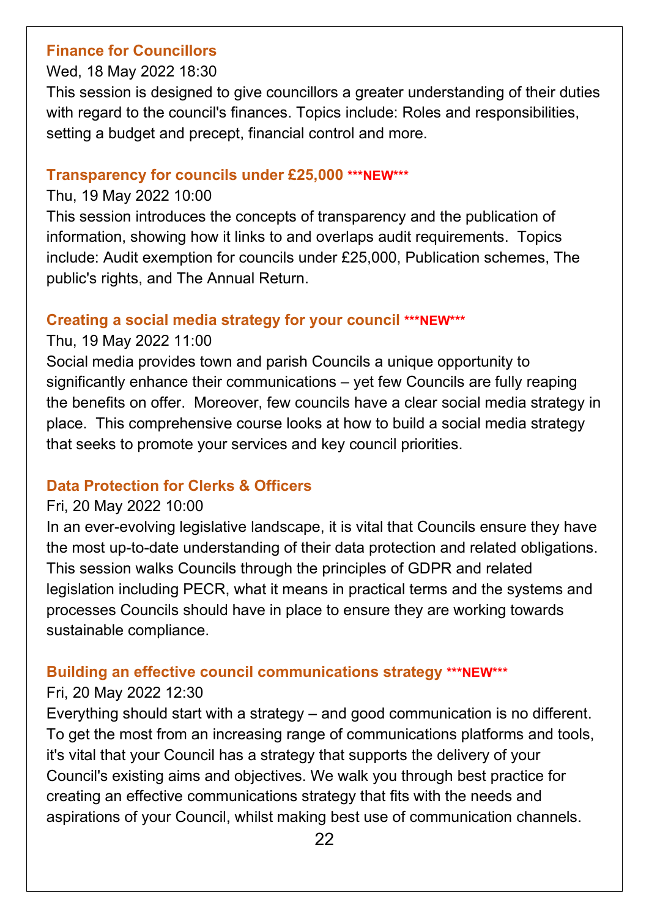### Finance for Councillors

Wed, 18 May 2022 18:30

This session is designed to give councillors a greater understanding of their duties with regard to the council's finances. Topics include: Roles and responsibilities, setting a budget and precept, financial control and more.

### Transparency for councils under £25,000 ***NEW***

Thu, 19 May 2022 10:00

This session introduces the concepts of transparency and the publication of information, showing how it links to and overlaps audit requirements. Topics include: Audit exemption for councils under £25,000, Publication schemes, The public's rights, and The Annual Return.

### Creating a social media strategy for your council ***NEW***

Thu, 19 May 2022 11:00

Social media provides town and parish Councils a unique opportunity to significantly enhance their communications – yet few Councils are fully reaping the benefits on offer. Moreover, few councils have a clear social media strategy in place. This comprehensive course looks at how to build a social media strategy that seeks to promote your services and key council priorities.

### Data Protection for Clerks & Officers

Fri, 20 May 2022 10:00

In an ever-evolving legislative landscape, it is vital that Councils ensure they have the most up-to-date understanding of their data protection and related obligations. This session walks Councils through the principles of GDPR and related legislation including PECR, what it means in practical terms and the systems and processes Councils should have in place to ensure they are working towards sustainable compliance.

### Building an effective council communications strategy ***NEW***

Fri, 20 May 2022 12:30

Everything should start with a strategy – and good communication is no different. To get the most from an increasing range of communications platforms and tools, it's vital that your Council has a strategy that supports the delivery of your Council's existing aims and objectives. We walk you through best practice for creating an effective communications strategy that fits with the needs and aspirations of your Council, whilst making best use of communication channels.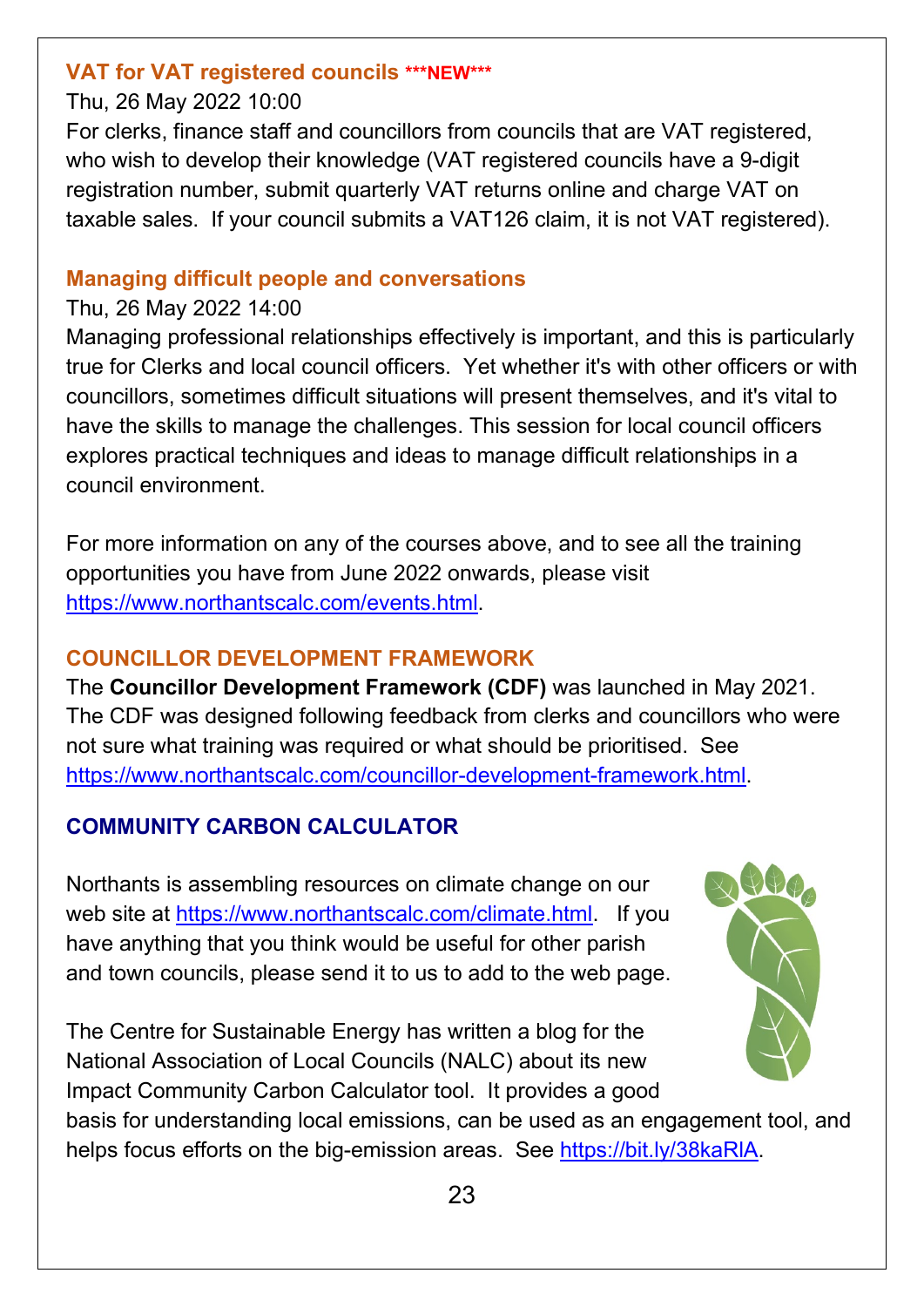### VAT for VAT registered councils ***NEW***

Thu, 26 May 2022 10:00

For clerks, finance staff and councillors from councils that are VAT registered, who wish to develop their knowledge (VAT registered councils have a 9-digit registration number, submit quarterly VAT returns online and charge VAT on taxable sales. If your council submits a VAT126 claim, it is not VAT registered).

### Managing difficult people and conversations

Thu, 26 May 2022 14:00

Managing professional relationships effectively is important, and this is particularly true for Clerks and local council officers. Yet whether it's with other officers or with councillors, sometimes difficult situations will present themselves, and it's vital to have the skills to manage the challenges. This session for local council officers explores practical techniques and ideas to manage difficult relationships in a council environment.

For more information on any of the courses above, and to see all the training opportunities you have from June 2022 onwards, please visit https://www.northantscalc.com/events.html.

## COUNCILLOR DEVELOPMENT FRAMEWORK

The **Councillor Development Framework (CDF)** was launched in May 2021. The CDF was designed following feedback from clerks and councillors who were not sure what training was required or what should be prioritised. See https://www.northantscalc.com/councillor-development-framework.html.

## COMMUNITY CARBON CALCULATOR

Northants is assembling resources on climate change on our web site at https://www.northantscalc.com/climate.html. If you have anything that you think would be useful for other parish and town councils, please send it to us to add to the web page.

The Centre for Sustainable Energy has written a blog for the National Association of Local Councils (NALC) about its new Impact Community Carbon Calculator tool. It provides a good basis for understanding local emissions, can be used as an engagement tool, and helps focus efforts on the big-emission areas. See https://bit.ly/38kaRlA.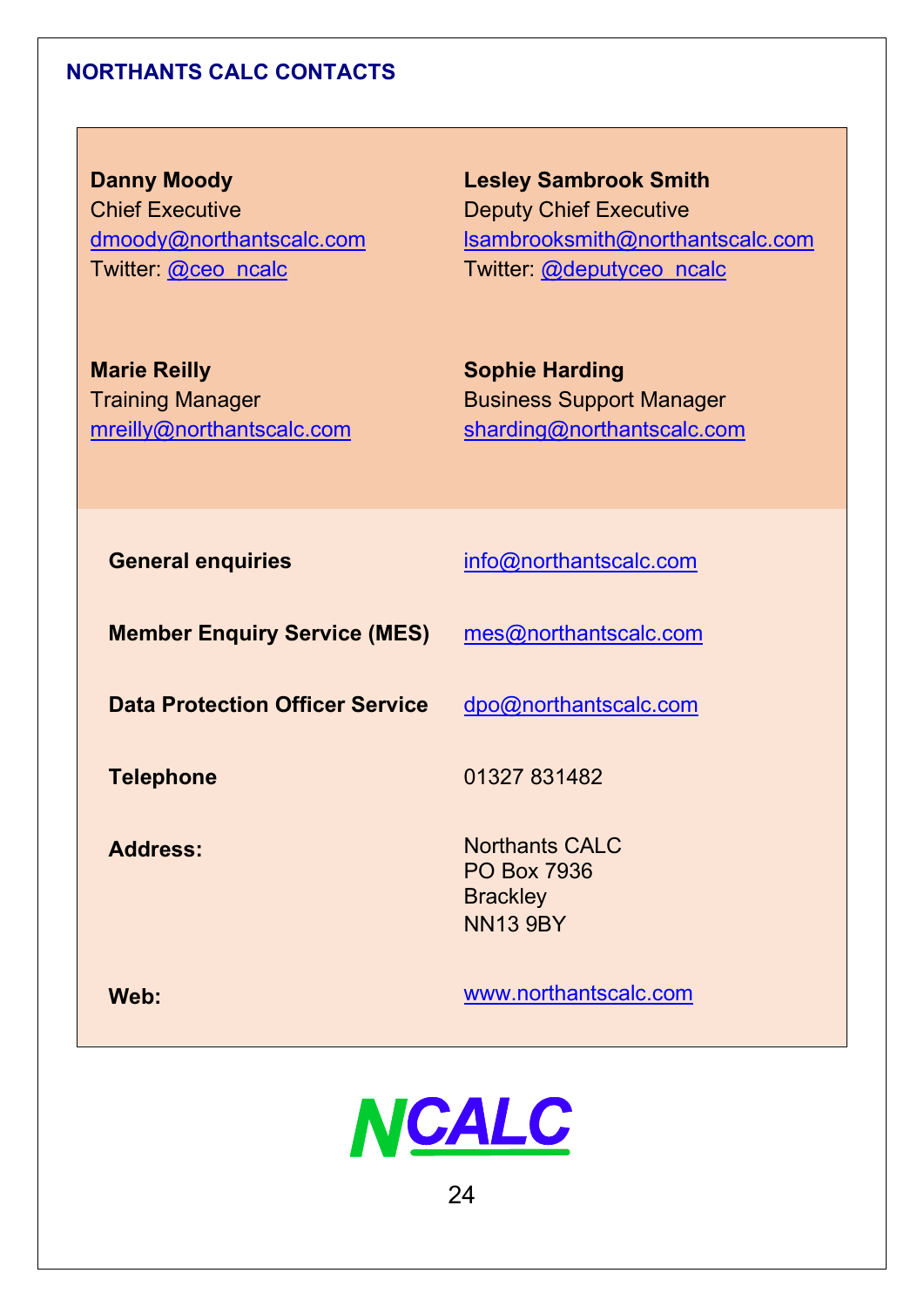## NORTHANTS CALC CONTACTS

**Danny Moody**
Chief Executive
dmoody@northantscalc.com
Twitter: @ceo_ncalc

**Lesley Sambrook Smith**
Deputy Chief Executive
lsambrooksmith@northantscalc.com
Twitter: @deputyceo_ncalc

**Marie Reilly**
Training Manager
mreilly@northantscalc.com

**Sophie Harding**
Business Support Manager
sharding@northantscalc.com

| | |
|---|---|
| **General enquiries** | info@northantscalc.com |
| **Member Enquiry Service (MES)** | mes@northantscalc.com |
| **Data Protection Officer Service** | dpo@northantscalc.com |
| **Telephone** | 01327 831482 |
| **Address:** | Northants CALC<br>PO Box 7936<br>Brackley<br>NN13 9BY |
| **Web:** | www.northantscalc.com |

NCALC